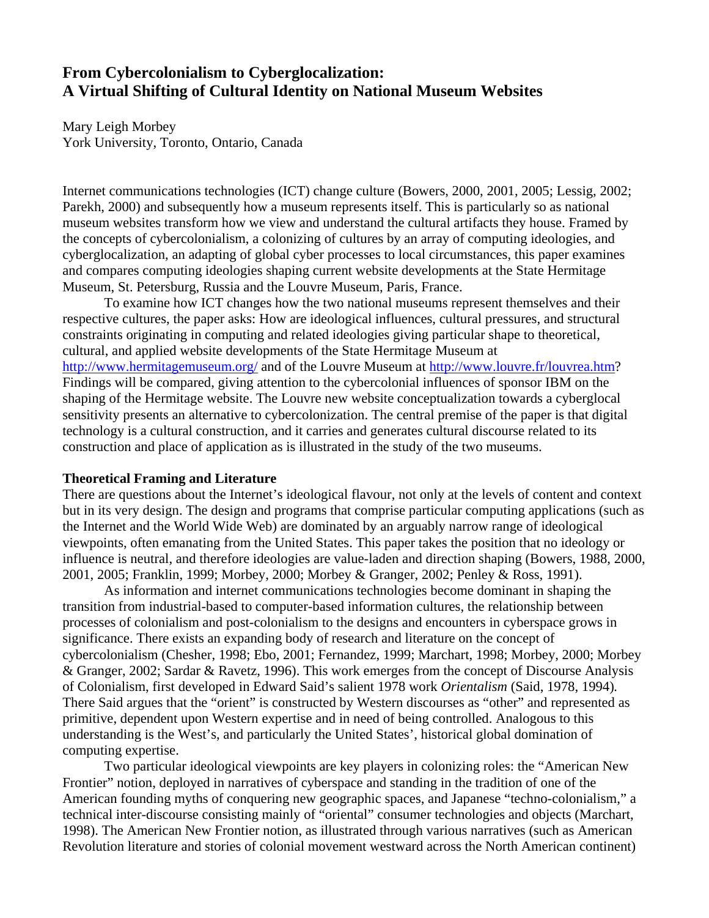# From Cybercolonialism to Cyberglocalization: A Virtual Shifting of Cultural Identity on National Museum Websites

Mary Leigh Morbey
York University, Toronto, Ontario, Canada

Internet communications technologies (ICT) change culture (Bowers, 2000, 2001, 2005; Lessig, 2002; Parekh, 2000) and subsequently how a museum represents itself. This is particularly so as national museum websites transform how we view and understand the cultural artifacts they house. Framed by the concepts of cybercolonialism, a colonizing of cultures by an array of computing ideologies, and cyberglocalization, an adapting of global cyber processes to local circumstances, this paper examines and compares computing ideologies shaping current website developments at the State Hermitage Museum, St. Petersburg, Russia and the Louvre Museum, Paris, France.

To examine how ICT changes how the two national museums represent themselves and their respective cultures, the paper asks: How are ideological influences, cultural pressures, and structural constraints originating in computing and related ideologies giving particular shape to theoretical, cultural, and applied website developments of the State Hermitage Museum at http://www.hermitagemuseum.org/ and of the Louvre Museum at http://www.louvre.fr/louvrea.htm? Findings will be compared, giving attention to the cybercolonial influences of sponsor IBM on the shaping of the Hermitage website. The Louvre new website conceptualization towards a cyberglocal sensitivity presents an alternative to cybercolonization. The central premise of the paper is that digital technology is a cultural construction, and it carries and generates cultural discourse related to its construction and place of application as is illustrated in the study of the two museums.

**Theoretical Framing and Literature**

There are questions about the Internet's ideological flavour, not only at the levels of content and context but in its very design. The design and programs that comprise particular computing applications (such as the Internet and the World Wide Web) are dominated by an arguably narrow range of ideological viewpoints, often emanating from the United States. This paper takes the position that no ideology or influence is neutral, and therefore ideologies are value-laden and direction shaping (Bowers, 1988, 2000, 2001, 2005; Franklin, 1999; Morbey, 2000; Morbey & Granger, 2002; Penley & Ross, 1991).

As information and internet communications technologies become dominant in shaping the transition from industrial-based to computer-based information cultures, the relationship between processes of colonialism and post-colonialism to the designs and encounters in cyberspace grows in significance. There exists an expanding body of research and literature on the concept of cybercolonialism (Chesher, 1998; Ebo, 2001; Fernandez, 1999; Marchart, 1998; Morbey, 2000; Morbey & Granger, 2002; Sardar & Ravetz, 1996). This work emerges from the concept of Discourse Analysis of Colonialism, first developed in Edward Said's salient 1978 work *Orientalism* (Said, 1978, 1994). There Said argues that the "orient" is constructed by Western discourses as "other" and represented as primitive, dependent upon Western expertise and in need of being controlled. Analogous to this understanding is the West's, and particularly the United States', historical global domination of computing expertise.

Two particular ideological viewpoints are key players in colonizing roles: the "American New Frontier" notion, deployed in narratives of cyberspace and standing in the tradition of one of the American founding myths of conquering new geographic spaces, and Japanese "techno-colonialism," a technical inter-discourse consisting mainly of "oriental" consumer technologies and objects (Marchart, 1998). The American New Frontier notion, as illustrated through various narratives (such as American Revolution literature and stories of colonial movement westward across the North American continent)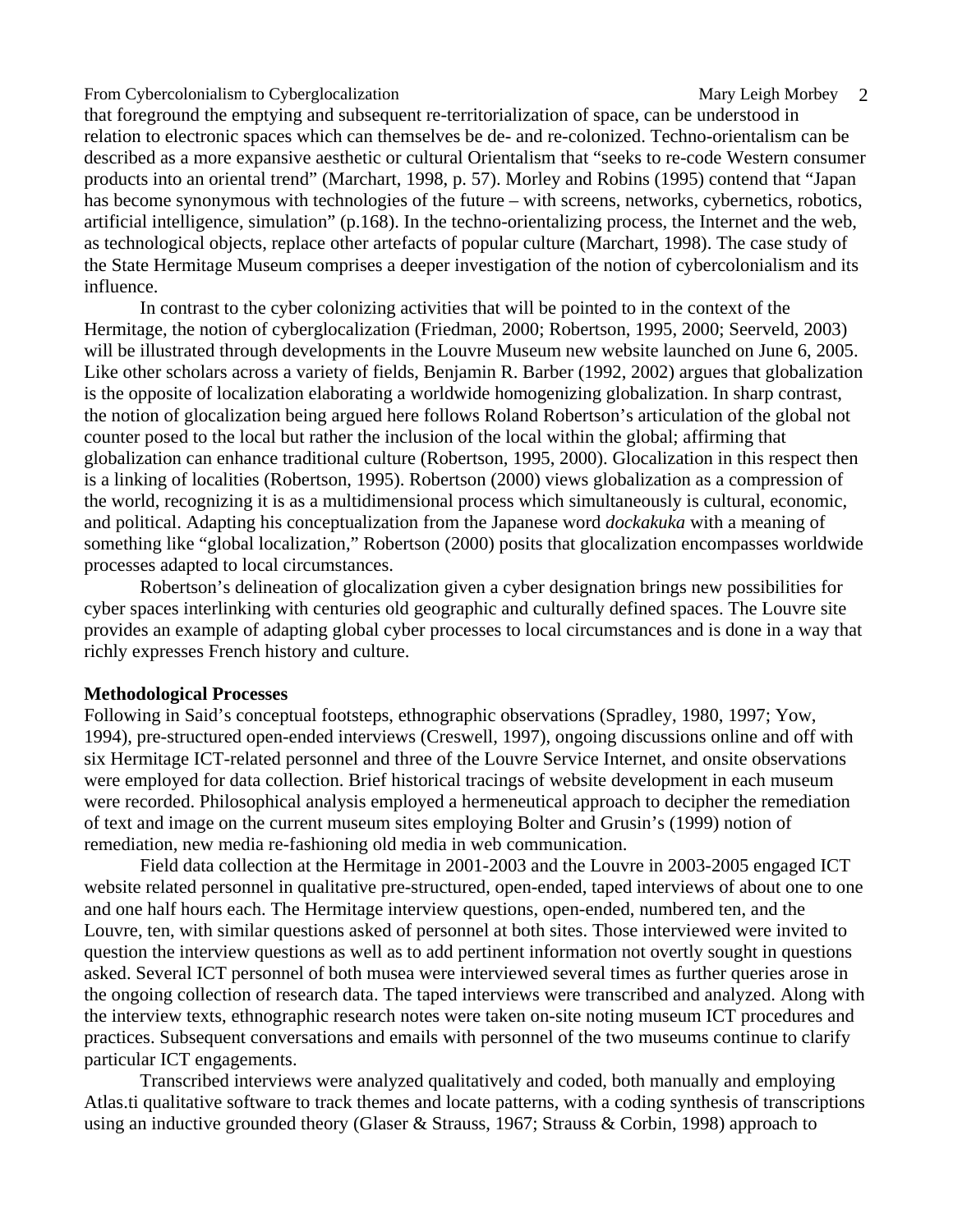that foreground the emptying and subsequent re-territorialization of space, can be understood in relation to electronic spaces which can themselves be de- and re-colonized. Techno-orientalism can be described as a more expansive aesthetic or cultural Orientalism that "seeks to re-code Western consumer products into an oriental trend" (Marchart, 1998, p. 57). Morley and Robins (1995) contend that "Japan has become synonymous with technologies of the future – with screens, networks, cybernetics, robotics, artificial intelligence, simulation" (p.168). In the techno-orientalizing process, the Internet and the web, as technological objects, replace other artefacts of popular culture (Marchart, 1998). The case study of the State Hermitage Museum comprises a deeper investigation of the notion of cybercolonialism and its influence.

In contrast to the cyber colonizing activities that will be pointed to in the context of the Hermitage, the notion of cyberglocalization (Friedman, 2000; Robertson, 1995, 2000; Seerveld, 2003) will be illustrated through developments in the Louvre Museum new website launched on June 6, 2005. Like other scholars across a variety of fields, Benjamin R. Barber (1992, 2002) argues that globalization is the opposite of localization elaborating a worldwide homogenizing globalization. In sharp contrast, the notion of glocalization being argued here follows Roland Robertson's articulation of the global not counter posed to the local but rather the inclusion of the local within the global; affirming that globalization can enhance traditional culture (Robertson, 1995, 2000). Glocalization in this respect then is a linking of localities (Robertson, 1995). Robertson (2000) views globalization as a compression of the world, recognizing it is as a multidimensional process which simultaneously is cultural, economic, and political. Adapting his conceptualization from the Japanese word *dockakuka* with a meaning of something like "global localization," Robertson (2000) posits that glocalization encompasses worldwide processes adapted to local circumstances.

Robertson's delineation of glocalization given a cyber designation brings new possibilities for cyber spaces interlinking with centuries old geographic and culturally defined spaces. The Louvre site provides an example of adapting global cyber processes to local circumstances and is done in a way that richly expresses French history and culture.

**Methodological Processes**

Following in Said's conceptual footsteps, ethnographic observations (Spradley, 1980, 1997; Yow, 1994), pre-structured open-ended interviews (Creswell, 1997), ongoing discussions online and off with six Hermitage ICT-related personnel and three of the Louvre Service Internet, and onsite observations were employed for data collection. Brief historical tracings of website development in each museum were recorded. Philosophical analysis employed a hermeneutical approach to decipher the remediation of text and image on the current museum sites employing Bolter and Grusin's (1999) notion of remediation, new media re-fashioning old media in web communication.

Field data collection at the Hermitage in 2001-2003 and the Louvre in 2003-2005 engaged ICT website related personnel in qualitative pre-structured, open-ended, taped interviews of about one to one and one half hours each. The Hermitage interview questions, open-ended, numbered ten, and the Louvre, ten, with similar questions asked of personnel at both sites. Those interviewed were invited to question the interview questions as well as to add pertinent information not overtly sought in questions asked. Several ICT personnel of both musea were interviewed several times as further queries arose in the ongoing collection of research data. The taped interviews were transcribed and analyzed. Along with the interview texts, ethnographic research notes were taken on-site noting museum ICT procedures and practices. Subsequent conversations and emails with personnel of the two museums continue to clarify particular ICT engagements.

Transcribed interviews were analyzed qualitatively and coded, both manually and employing Atlas.ti qualitative software to track themes and locate patterns, with a coding synthesis of transcriptions using an inductive grounded theory (Glaser & Strauss, 1967; Strauss & Corbin, 1998) approach to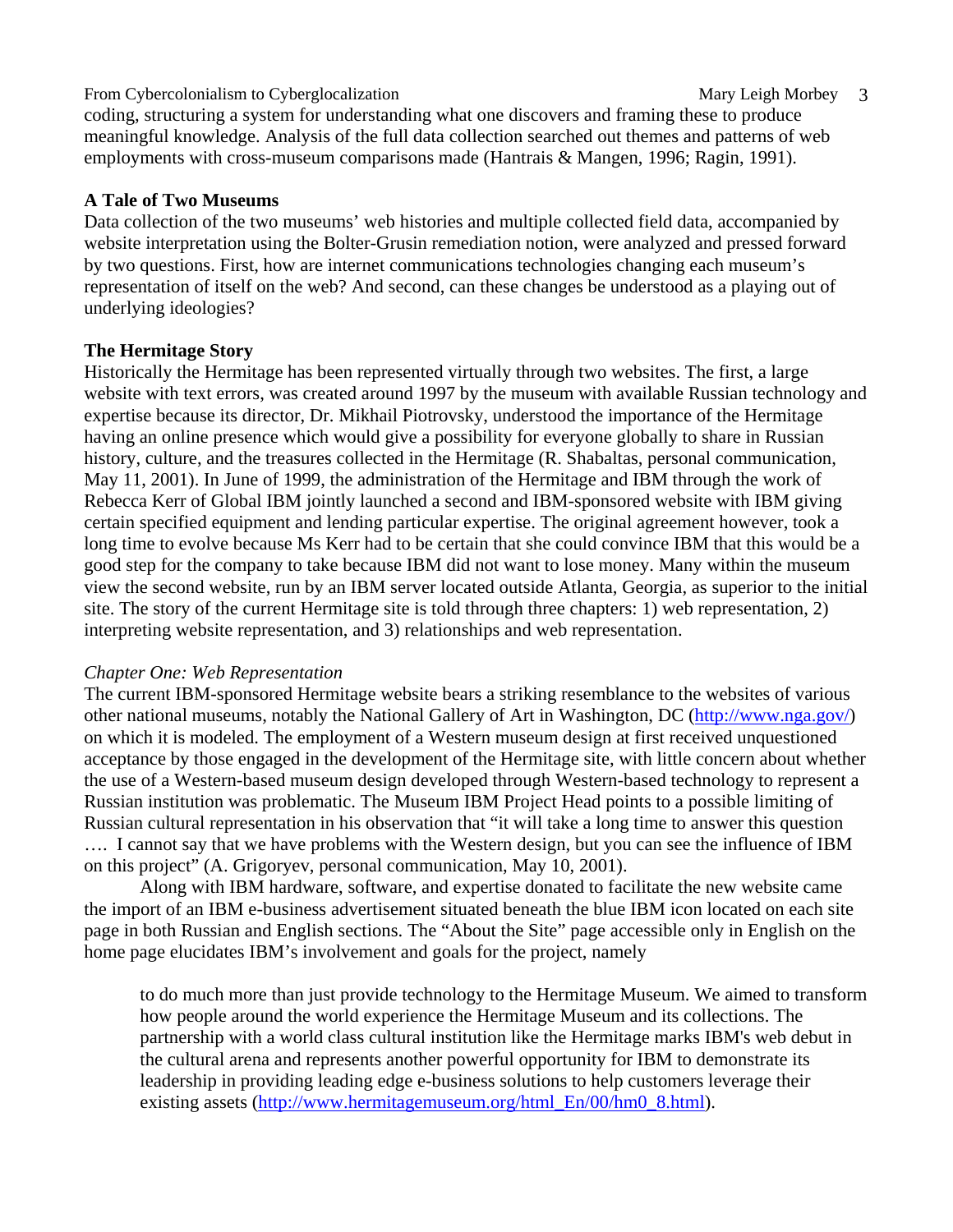coding, structuring a system for understanding what one discovers and framing these to produce meaningful knowledge. Analysis of the full data collection searched out themes and patterns of web employments with cross-museum comparisons made (Hantrais & Mangen, 1996; Ragin, 1991).

## A Tale of Two Museums

Data collection of the two museums' web histories and multiple collected field data, accompanied by website interpretation using the Bolter-Grusin remediation notion, were analyzed and pressed forward by two questions. First, how are internet communications technologies changing each museum's representation of itself on the web? And second, can these changes be understood as a playing out of underlying ideologies?

## The Hermitage Story

Historically the Hermitage has been represented virtually through two websites. The first, a large website with text errors, was created around 1997 by the museum with available Russian technology and expertise because its director, Dr. Mikhail Piotrovsky, understood the importance of the Hermitage having an online presence which would give a possibility for everyone globally to share in Russian history, culture, and the treasures collected in the Hermitage (R. Shabaltas, personal communication, May 11, 2001). In June of 1999, the administration of the Hermitage and IBM through the work of Rebecca Kerr of Global IBM jointly launched a second and IBM-sponsored website with IBM giving certain specified equipment and lending particular expertise. The original agreement however, took a long time to evolve because Ms Kerr had to be certain that she could convince IBM that this would be a good step for the company to take because IBM did not want to lose money. Many within the museum view the second website, run by an IBM server located outside Atlanta, Georgia, as superior to the initial site. The story of the current Hermitage site is told through three chapters: 1) web representation, 2) interpreting website representation, and 3) relationships and web representation.

### *Chapter One: Web Representation*

The current IBM-sponsored Hermitage website bears a striking resemblance to the websites of various other national museums, notably the National Gallery of Art in Washington, DC (http://www.nga.gov/) on which it is modeled. The employment of a Western museum design at first received unquestioned acceptance by those engaged in the development of the Hermitage site, with little concern about whether the use of a Western-based museum design developed through Western-based technology to represent a Russian institution was problematic. The Museum IBM Project Head points to a possible limiting of Russian cultural representation in his observation that "it will take a long time to answer this question …. I cannot say that we have problems with the Western design, but you can see the influence of IBM on this project" (A. Grigoryev, personal communication, May 10, 2001).

Along with IBM hardware, software, and expertise donated to facilitate the new website came the import of an IBM e-business advertisement situated beneath the blue IBM icon located on each site page in both Russian and English sections. The "About the Site" page accessible only in English on the home page elucidates IBM's involvement and goals for the project, namely

> to do much more than just provide technology to the Hermitage Museum. We aimed to transform how people around the world experience the Hermitage Museum and its collections. The partnership with a world class cultural institution like the Hermitage marks IBM's web debut in the cultural arena and represents another powerful opportunity for IBM to demonstrate its leadership in providing leading edge e-business solutions to help customers leverage their existing assets (http://www.hermitagemuseum.org/html_En/00/hm0_8.html).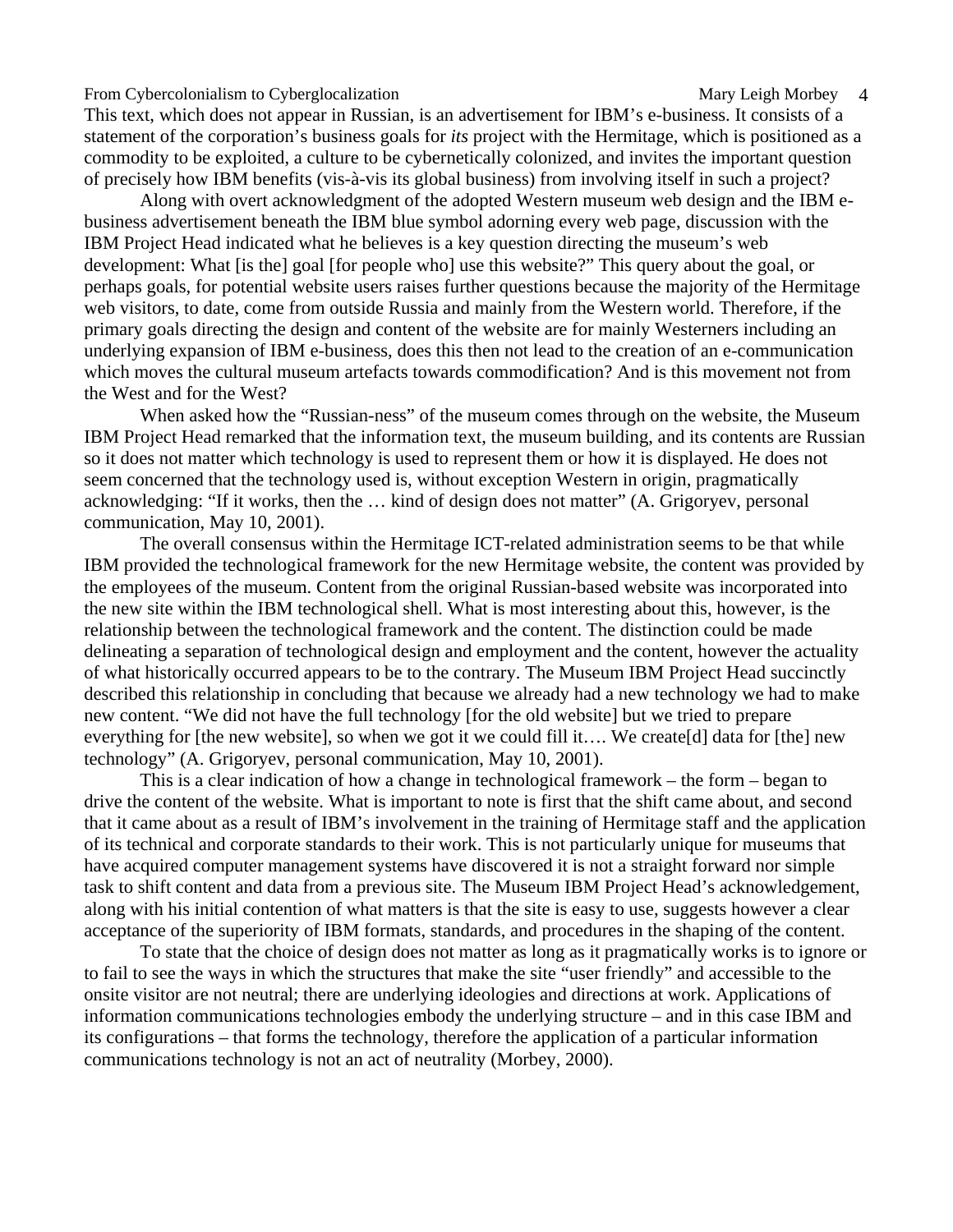This text, which does not appear in Russian, is an advertisement for IBM's e-business. It consists of a statement of the corporation's business goals for *its* project with the Hermitage, which is positioned as a commodity to be exploited, a culture to be cybernetically colonized, and invites the important question of precisely how IBM benefits (vis-à-vis its global business) from involving itself in such a project?

Along with overt acknowledgment of the adopted Western museum web design and the IBM e-business advertisement beneath the IBM blue symbol adorning every web page, discussion with the IBM Project Head indicated what he believes is a key question directing the museum's web development: What [is the] goal [for people who] use this website?" This query about the goal, or perhaps goals, for potential website users raises further questions because the majority of the Hermitage web visitors, to date, come from outside Russia and mainly from the Western world. Therefore, if the primary goals directing the design and content of the website are for mainly Westerners including an underlying expansion of IBM e-business, does this then not lead to the creation of an e-communication which moves the cultural museum artefacts towards commodification? And is this movement not from the West and for the West?

When asked how the "Russian-ness" of the museum comes through on the website, the Museum IBM Project Head remarked that the information text, the museum building, and its contents are Russian so it does not matter which technology is used to represent them or how it is displayed. He does not seem concerned that the technology used is, without exception Western in origin, pragmatically acknowledging: "If it works, then the … kind of design does not matter" (A. Grigoryev, personal communication, May 10, 2001).

The overall consensus within the Hermitage ICT-related administration seems to be that while IBM provided the technological framework for the new Hermitage website, the content was provided by the employees of the museum. Content from the original Russian-based website was incorporated into the new site within the IBM technological shell. What is most interesting about this, however, is the relationship between the technological framework and the content. The distinction could be made delineating a separation of technological design and employment and the content, however the actuality of what historically occurred appears to be to the contrary. The Museum IBM Project Head succinctly described this relationship in concluding that because we already had a new technology we had to make new content. "We did not have the full technology [for the old website] but we tried to prepare everything for [the new website], so when we got it we could fill it…. We create[d] data for [the] new technology" (A. Grigoryev, personal communication, May 10, 2001).

This is a clear indication of how a change in technological framework – the form – began to drive the content of the website. What is important to note is first that the shift came about, and second that it came about as a result of IBM's involvement in the training of Hermitage staff and the application of its technical and corporate standards to their work. This is not particularly unique for museums that have acquired computer management systems have discovered it is not a straight forward nor simple task to shift content and data from a previous site. The Museum IBM Project Head's acknowledgement, along with his initial contention of what matters is that the site is easy to use, suggests however a clear acceptance of the superiority of IBM formats, standards, and procedures in the shaping of the content.

To state that the choice of design does not matter as long as it pragmatically works is to ignore or to fail to see the ways in which the structures that make the site "user friendly" and accessible to the onsite visitor are not neutral; there are underlying ideologies and directions at work. Applications of information communications technologies embody the underlying structure – and in this case IBM and its configurations – that forms the technology, therefore the application of a particular information communications technology is not an act of neutrality (Morbey, 2000).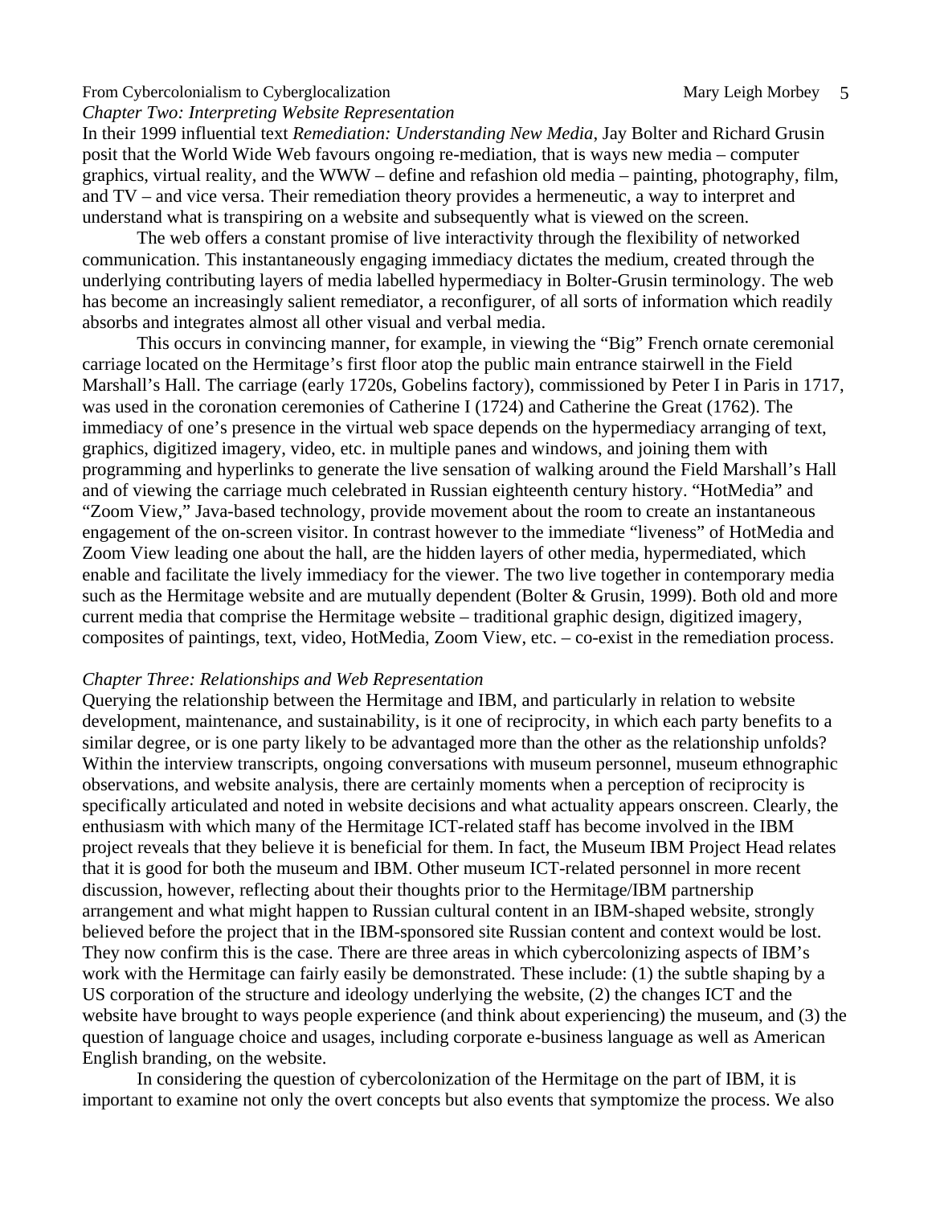*Chapter Two: Interpreting Website Representation*

In their 1999 influential text *Remediation: Understanding New Media*, Jay Bolter and Richard Grusin posit that the World Wide Web favours ongoing re-mediation, that is ways new media – computer graphics, virtual reality, and the WWW – define and refashion old media – painting, photography, film, and TV – and vice versa. Their remediation theory provides a hermeneutic, a way to interpret and understand what is transpiring on a website and subsequently what is viewed on the screen.

The web offers a constant promise of live interactivity through the flexibility of networked communication. This instantaneously engaging immediacy dictates the medium, created through the underlying contributing layers of media labelled hypermediacy in Bolter-Grusin terminology. The web has become an increasingly salient remediator, a reconfigurer, of all sorts of information which readily absorbs and integrates almost all other visual and verbal media.

This occurs in convincing manner, for example, in viewing the "Big" French ornate ceremonial carriage located on the Hermitage's first floor atop the public main entrance stairwell in the Field Marshall's Hall. The carriage (early 1720s, Gobelins factory), commissioned by Peter I in Paris in 1717, was used in the coronation ceremonies of Catherine I (1724) and Catherine the Great (1762). The immediacy of one's presence in the virtual web space depends on the hypermediacy arranging of text, graphics, digitized imagery, video, etc. in multiple panes and windows, and joining them with programming and hyperlinks to generate the live sensation of walking around the Field Marshall's Hall and of viewing the carriage much celebrated in Russian eighteenth century history. "HotMedia" and "Zoom View," Java-based technology, provide movement about the room to create an instantaneous engagement of the on-screen visitor. In contrast however to the immediate "liveness" of HotMedia and Zoom View leading one about the hall, are the hidden layers of other media, hypermediated, which enable and facilitate the lively immediacy for the viewer. The two live together in contemporary media such as the Hermitage website and are mutually dependent (Bolter & Grusin, 1999). Both old and more current media that comprise the Hermitage website – traditional graphic design, digitized imagery, composites of paintings, text, video, HotMedia, Zoom View, etc. – co-exist in the remediation process.

*Chapter Three: Relationships and Web Representation*

Querying the relationship between the Hermitage and IBM, and particularly in relation to website development, maintenance, and sustainability, is it one of reciprocity, in which each party benefits to a similar degree, or is one party likely to be advantaged more than the other as the relationship unfolds? Within the interview transcripts, ongoing conversations with museum personnel, museum ethnographic observations, and website analysis, there are certainly moments when a perception of reciprocity is specifically articulated and noted in website decisions and what actuality appears onscreen. Clearly, the enthusiasm with which many of the Hermitage ICT-related staff has become involved in the IBM project reveals that they believe it is beneficial for them. In fact, the Museum IBM Project Head relates that it is good for both the museum and IBM. Other museum ICT-related personnel in more recent discussion, however, reflecting about their thoughts prior to the Hermitage/IBM partnership arrangement and what might happen to Russian cultural content in an IBM-shaped website, strongly believed before the project that in the IBM-sponsored site Russian content and context would be lost. They now confirm this is the case. There are three areas in which cybercolonizing aspects of IBM's work with the Hermitage can fairly easily be demonstrated. These include: (1) the subtle shaping by a US corporation of the structure and ideology underlying the website, (2) the changes ICT and the website have brought to ways people experience (and think about experiencing) the museum, and (3) the question of language choice and usages, including corporate e-business language as well as American English branding, on the website.

In considering the question of cybercolonization of the Hermitage on the part of IBM, it is important to examine not only the overt concepts but also events that symptomize the process. We also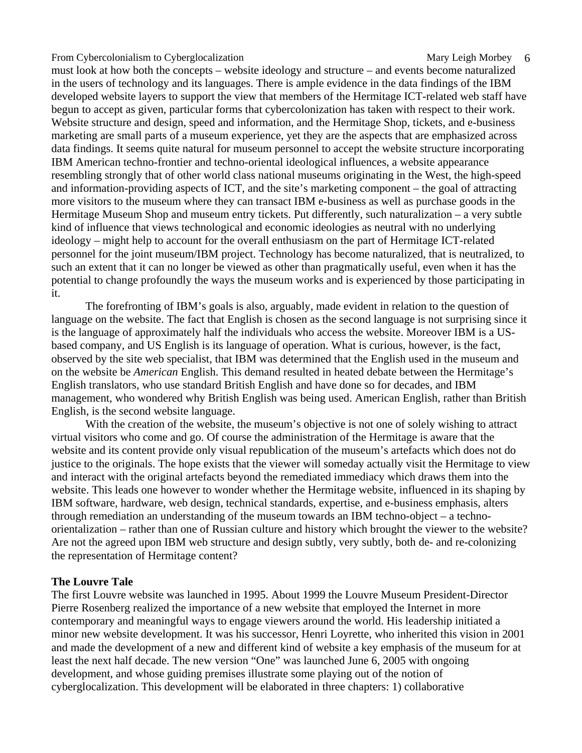must look at how both the concepts – website ideology and structure – and events become naturalized in the users of technology and its languages. There is ample evidence in the data findings of the IBM developed website layers to support the view that members of the Hermitage ICT-related web staff have begun to accept as given, particular forms that cybercolonization has taken with respect to their work. Website structure and design, speed and information, and the Hermitage Shop, tickets, and e-business marketing are small parts of a museum experience, yet they are the aspects that are emphasized across data findings. It seems quite natural for museum personnel to accept the website structure incorporating IBM American techno-frontier and techno-oriental ideological influences, a website appearance resembling strongly that of other world class national museums originating in the West, the high-speed and information-providing aspects of ICT, and the site's marketing component – the goal of attracting more visitors to the museum where they can transact IBM e-business as well as purchase goods in the Hermitage Museum Shop and museum entry tickets. Put differently, such naturalization – a very subtle kind of influence that views technological and economic ideologies as neutral with no underlying ideology – might help to account for the overall enthusiasm on the part of Hermitage ICT-related personnel for the joint museum/IBM project. Technology has become naturalized, that is neutralized, to such an extent that it can no longer be viewed as other than pragmatically useful, even when it has the potential to change profoundly the ways the museum works and is experienced by those participating in it.

The forefronting of IBM's goals is also, arguably, made evident in relation to the question of language on the website. The fact that English is chosen as the second language is not surprising since it is the language of approximately half the individuals who access the website. Moreover IBM is a US-based company, and US English is its language of operation. What is curious, however, is the fact, observed by the site web specialist, that IBM was determined that the English used in the museum and on the website be *American* English. This demand resulted in heated debate between the Hermitage's English translators, who use standard British English and have done so for decades, and IBM management, who wondered why British English was being used. American English, rather than British English, is the second website language.

With the creation of the website, the museum's objective is not one of solely wishing to attract virtual visitors who come and go. Of course the administration of the Hermitage is aware that the website and its content provide only visual republication of the museum's artefacts which does not do justice to the originals. The hope exists that the viewer will someday actually visit the Hermitage to view and interact with the original artefacts beyond the remediated immediacy which draws them into the website. This leads one however to wonder whether the Hermitage website, influenced in its shaping by IBM software, hardware, web design, technical standards, expertise, and e-business emphasis, alters through remediation an understanding of the museum towards an IBM techno-object – a techno-orientalization – rather than one of Russian culture and history which brought the viewer to the website? Are not the agreed upon IBM web structure and design subtly, very subtly, both de- and re-colonizing the representation of Hermitage content?

**The Louvre Tale**

The first Louvre website was launched in 1995. About 1999 the Louvre Museum President-Director Pierre Rosenberg realized the importance of a new website that employed the Internet in more contemporary and meaningful ways to engage viewers around the world. His leadership initiated a minor new website development. It was his successor, Henri Loyrette, who inherited this vision in 2001 and made the development of a new and different kind of website a key emphasis of the museum for at least the next half decade. The new version "One" was launched June 6, 2005 with ongoing development, and whose guiding premises illustrate some playing out of the notion of cyberglocalization. This development will be elaborated in three chapters: 1) collaborative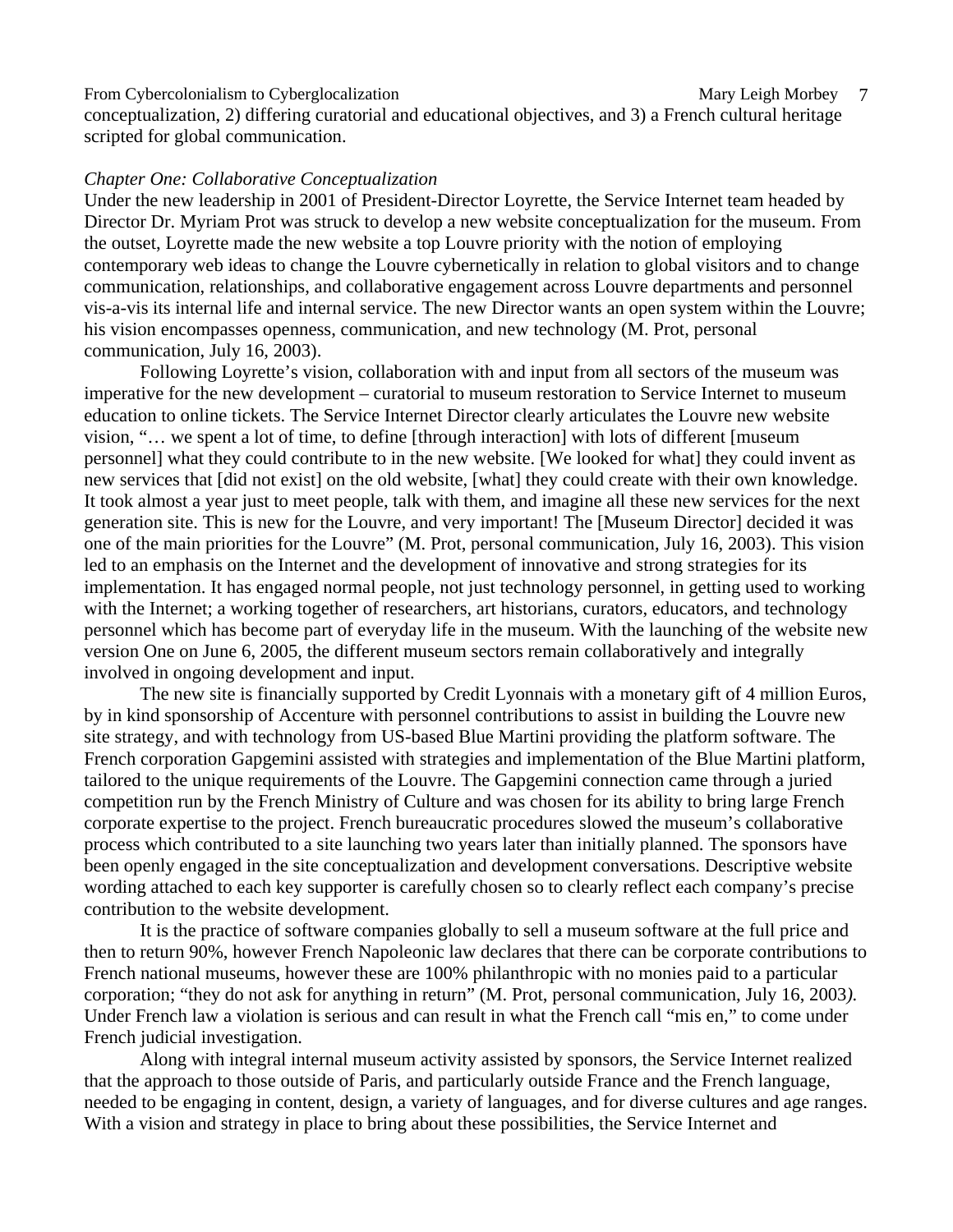conceptualization, 2) differing curatorial and educational objectives, and 3) a French cultural heritage scripted for global communication.

*Chapter One: Collaborative Conceptualization*

Under the new leadership in 2001 of President-Director Loyrette, the Service Internet team headed by Director Dr. Myriam Prot was struck to develop a new website conceptualization for the museum. From the outset, Loyrette made the new website a top Louvre priority with the notion of employing contemporary web ideas to change the Louvre cybernetically in relation to global visitors and to change communication, relationships, and collaborative engagement across Louvre departments and personnel vis-a-vis its internal life and internal service. The new Director wants an open system within the Louvre; his vision encompasses openness, communication, and new technology (M. Prot, personal communication, July 16, 2003).

Following Loyrette's vision, collaboration with and input from all sectors of the museum was imperative for the new development – curatorial to museum restoration to Service Internet to museum education to online tickets. The Service Internet Director clearly articulates the Louvre new website vision, "… we spent a lot of time, to define [through interaction] with lots of different [museum personnel] what they could contribute to in the new website. [We looked for what] they could invent as new services that [did not exist] on the old website, [what] they could create with their own knowledge. It took almost a year just to meet people, talk with them, and imagine all these new services for the next generation site. This is new for the Louvre, and very important! The [Museum Director] decided it was one of the main priorities for the Louvre" (M. Prot, personal communication, July 16, 2003). This vision led to an emphasis on the Internet and the development of innovative and strong strategies for its implementation. It has engaged normal people, not just technology personnel, in getting used to working with the Internet; a working together of researchers, art historians, curators, educators, and technology personnel which has become part of everyday life in the museum. With the launching of the website new version One on June 6, 2005, the different museum sectors remain collaboratively and integrally involved in ongoing development and input.

The new site is financially supported by Credit Lyonnais with a monetary gift of 4 million Euros, by in kind sponsorship of Accenture with personnel contributions to assist in building the Louvre new site strategy, and with technology from US-based Blue Martini providing the platform software. The French corporation Gapgemini assisted with strategies and implementation of the Blue Martini platform, tailored to the unique requirements of the Louvre. The Gapgemini connection came through a juried competition run by the French Ministry of Culture and was chosen for its ability to bring large French corporate expertise to the project. French bureaucratic procedures slowed the museum's collaborative process which contributed to a site launching two years later than initially planned. The sponsors have been openly engaged in the site conceptualization and development conversations. Descriptive website wording attached to each key supporter is carefully chosen so to clearly reflect each company's precise contribution to the website development.

It is the practice of software companies globally to sell a museum software at the full price and then to return 90%, however French Napoleonic law declares that there can be corporate contributions to French national museums, however these are 100% philanthropic with no monies paid to a particular corporation; "they do not ask for anything in return" (M. Prot, personal communication, July 16, 2003). Under French law a violation is serious and can result in what the French call "mis en," to come under French judicial investigation.

Along with integral internal museum activity assisted by sponsors, the Service Internet realized that the approach to those outside of Paris, and particularly outside France and the French language, needed to be engaging in content, design, a variety of languages, and for diverse cultures and age ranges. With a vision and strategy in place to bring about these possibilities, the Service Internet and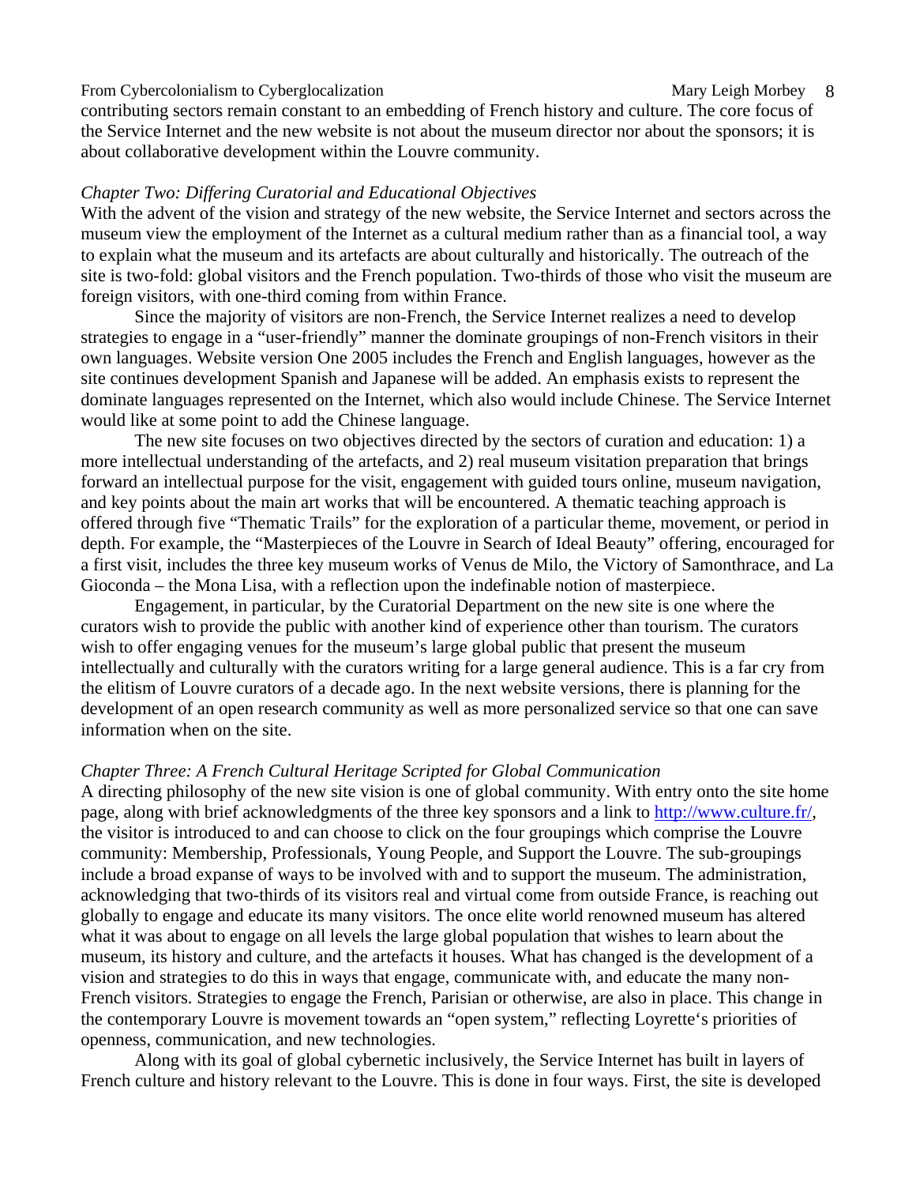contributing sectors remain constant to an embedding of French history and culture. The core focus of the Service Internet and the new website is not about the museum director nor about the sponsors; it is about collaborative development within the Louvre community.

*Chapter Two: Differing Curatorial and Educational Objectives*

With the advent of the vision and strategy of the new website, the Service Internet and sectors across the museum view the employment of the Internet as a cultural medium rather than as a financial tool, a way to explain what the museum and its artefacts are about culturally and historically. The outreach of the site is two-fold: global visitors and the French population. Two-thirds of those who visit the museum are foreign visitors, with one-third coming from within France.

Since the majority of visitors are non-French, the Service Internet realizes a need to develop strategies to engage in a "user-friendly" manner the dominate groupings of non-French visitors in their own languages. Website version One 2005 includes the French and English languages, however as the site continues development Spanish and Japanese will be added. An emphasis exists to represent the dominate languages represented on the Internet, which also would include Chinese. The Service Internet would like at some point to add the Chinese language.

The new site focuses on two objectives directed by the sectors of curation and education: 1) a more intellectual understanding of the artefacts, and 2) real museum visitation preparation that brings forward an intellectual purpose for the visit, engagement with guided tours online, museum navigation, and key points about the main art works that will be encountered. A thematic teaching approach is offered through five "Thematic Trails" for the exploration of a particular theme, movement, or period in depth. For example, the "Masterpieces of the Louvre in Search of Ideal Beauty" offering, encouraged for a first visit, includes the three key museum works of Venus de Milo, the Victory of Samonthrace, and La Gioconda – the Mona Lisa, with a reflection upon the indefinable notion of masterpiece.

Engagement, in particular, by the Curatorial Department on the new site is one where the curators wish to provide the public with another kind of experience other than tourism. The curators wish to offer engaging venues for the museum's large global public that present the museum intellectually and culturally with the curators writing for a large general audience. This is a far cry from the elitism of Louvre curators of a decade ago. In the next website versions, there is planning for the development of an open research community as well as more personalized service so that one can save information when on the site.

*Chapter Three: A French Cultural Heritage Scripted for Global Communication*

A directing philosophy of the new site vision is one of global community. With entry onto the site home page, along with brief acknowledgments of the three key sponsors and a link to http://www.culture.fr/, the visitor is introduced to and can choose to click on the four groupings which comprise the Louvre community: Membership, Professionals, Young People, and Support the Louvre. The sub-groupings include a broad expanse of ways to be involved with and to support the museum. The administration, acknowledging that two-thirds of its visitors real and virtual come from outside France, is reaching out globally to engage and educate its many visitors. The once elite world renowned museum has altered what it was about to engage on all levels the large global population that wishes to learn about the museum, its history and culture, and the artefacts it houses. What has changed is the development of a vision and strategies to do this in ways that engage, communicate with, and educate the many non-French visitors. Strategies to engage the French, Parisian or otherwise, are also in place. This change in the contemporary Louvre is movement towards an "open system," reflecting Loyrette's priorities of openness, communication, and new technologies.

Along with its goal of global cybernetic inclusively, the Service Internet has built in layers of French culture and history relevant to the Louvre. This is done in four ways. First, the site is developed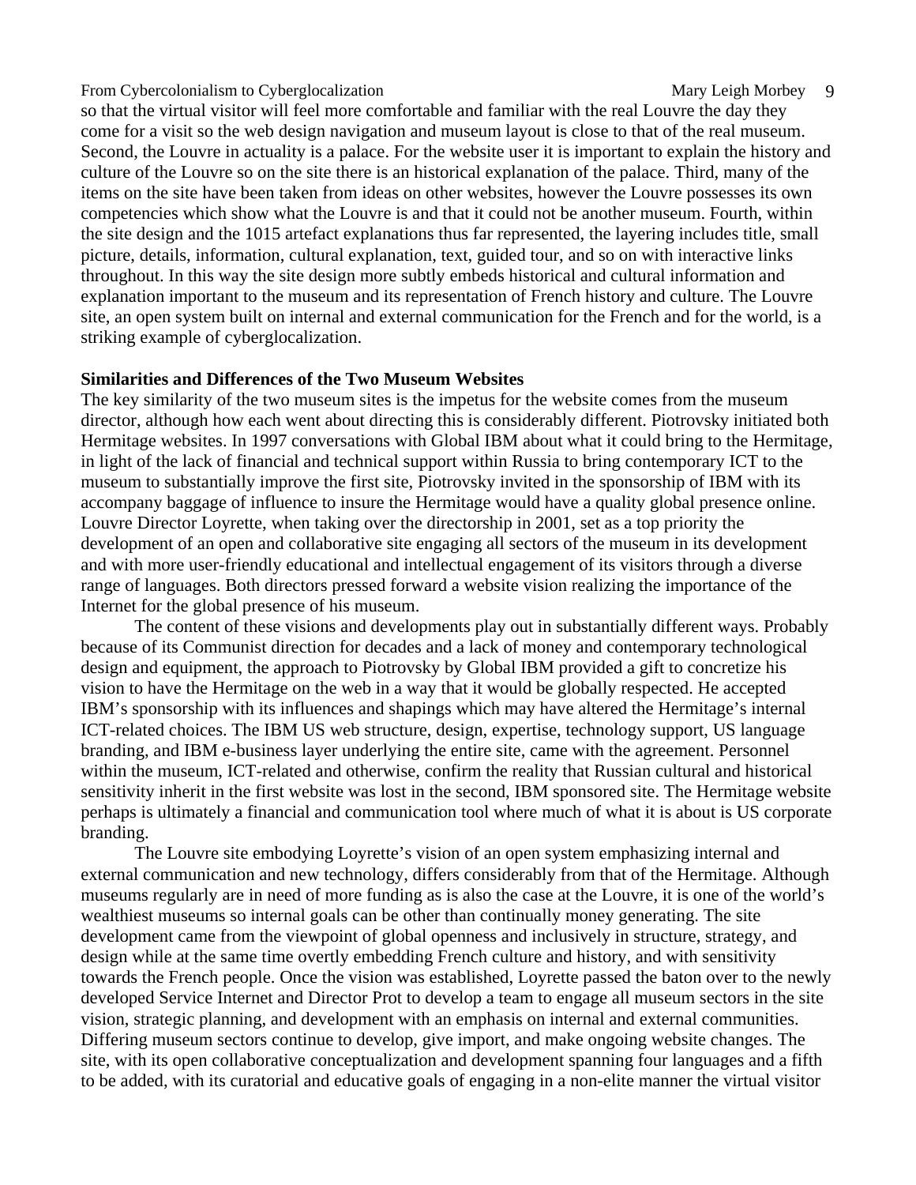so that the virtual visitor will feel more comfortable and familiar with the real Louvre the day they come for a visit so the web design navigation and museum layout is close to that of the real museum. Second, the Louvre in actuality is a palace. For the website user it is important to explain the history and culture of the Louvre so on the site there is an historical explanation of the palace. Third, many of the items on the site have been taken from ideas on other websites, however the Louvre possesses its own competencies which show what the Louvre is and that it could not be another museum. Fourth, within the site design and the 1015 artefact explanations thus far represented, the layering includes title, small picture, details, information, cultural explanation, text, guided tour, and so on with interactive links throughout. In this way the site design more subtly embeds historical and cultural information and explanation important to the museum and its representation of French history and culture. The Louvre site, an open system built on internal and external communication for the French and for the world, is a striking example of cyberglocalization.

**Similarities and Differences of the Two Museum Websites**

The key similarity of the two museum sites is the impetus for the website comes from the museum director, although how each went about directing this is considerably different. Piotrovsky initiated both Hermitage websites. In 1997 conversations with Global IBM about what it could bring to the Hermitage, in light of the lack of financial and technical support within Russia to bring contemporary ICT to the museum to substantially improve the first site, Piotrovsky invited in the sponsorship of IBM with its accompany baggage of influence to insure the Hermitage would have a quality global presence online. Louvre Director Loyrette, when taking over the directorship in 2001, set as a top priority the development of an open and collaborative site engaging all sectors of the museum in its development and with more user-friendly educational and intellectual engagement of its visitors through a diverse range of languages. Both directors pressed forward a website vision realizing the importance of the Internet for the global presence of his museum.

The content of these visions and developments play out in substantially different ways. Probably because of its Communist direction for decades and a lack of money and contemporary technological design and equipment, the approach to Piotrovsky by Global IBM provided a gift to concretize his vision to have the Hermitage on the web in a way that it would be globally respected. He accepted IBM's sponsorship with its influences and shapings which may have altered the Hermitage's internal ICT-related choices. The IBM US web structure, design, expertise, technology support, US language branding, and IBM e-business layer underlying the entire site, came with the agreement. Personnel within the museum, ICT-related and otherwise, confirm the reality that Russian cultural and historical sensitivity inherit in the first website was lost in the second, IBM sponsored site. The Hermitage website perhaps is ultimately a financial and communication tool where much of what it is about is US corporate branding.

The Louvre site embodying Loyrette's vision of an open system emphasizing internal and external communication and new technology, differs considerably from that of the Hermitage. Although museums regularly are in need of more funding as is also the case at the Louvre, it is one of the world's wealthiest museums so internal goals can be other than continually money generating. The site development came from the viewpoint of global openness and inclusively in structure, strategy, and design while at the same time overtly embedding French culture and history, and with sensitivity towards the French people. Once the vision was established, Loyrette passed the baton over to the newly developed Service Internet and Director Prot to develop a team to engage all museum sectors in the site vision, strategic planning, and development with an emphasis on internal and external communities. Differing museum sectors continue to develop, give import, and make ongoing website changes. The site, with its open collaborative conceptualization and development spanning four languages and a fifth to be added, with its curatorial and educative goals of engaging in a non-elite manner the virtual visitor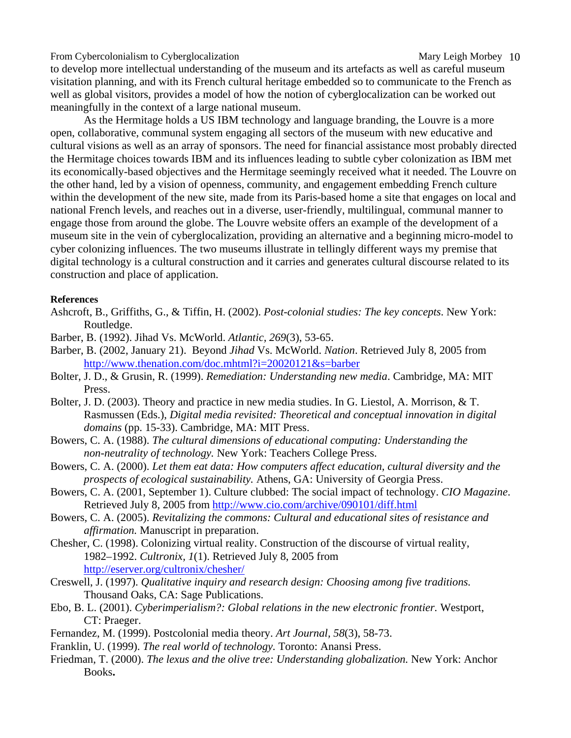to develop more intellectual understanding of the museum and its artefacts as well as careful museum visitation planning, and with its French cultural heritage embedded so to communicate to the French as well as global visitors, provides a model of how the notion of cyberglocalization can be worked out meaningfully in the context of a large national museum.

As the Hermitage holds a US IBM technology and language branding, the Louvre is a more open, collaborative, communal system engaging all sectors of the museum with new educative and cultural visions as well as an array of sponsors. The need for financial assistance most probably directed the Hermitage choices towards IBM and its influences leading to subtle cyber colonization as IBM met its economically-based objectives and the Hermitage seemingly received what it needed. The Louvre on the other hand, led by a vision of openness, community, and engagement embedding French culture within the development of the new site, made from its Paris-based home a site that engages on local and national French levels, and reaches out in a diverse, user-friendly, multilingual, communal manner to engage those from around the globe. The Louvre website offers an example of the development of a museum site in the vein of cyberglocalization, providing an alternative and a beginning micro-model to cyber colonizing influences. The two museums illustrate in tellingly different ways my premise that digital technology is a cultural construction and it carries and generates cultural discourse related to its construction and place of application.

**References**

Ashcroft, B., Griffiths, G., & Tiffin, H. (2002). *Post-colonial studies: The key concepts.* New York: Routledge.

Barber, B. (1992). Jihad Vs. McWorld. *Atlantic, 269*(3), 53-65.

Barber, B. (2002, January 21). Beyond *Jihad* Vs. McWorld. *Nation*. Retrieved July 8, 2005 from http://www.thenation.com/doc.mhtml?i=20020121&s=barber

Bolter, J. D., & Grusin, R. (1999). *Remediation: Understanding new media*. Cambridge, MA: MIT Press.

Bolter, J. D. (2003). Theory and practice in new media studies. In G. Liestol, A. Morrison, & T. Rasmussen (Eds.), *Digital media revisited: Theoretical and conceptual innovation in digital domains* (pp. 15-33). Cambridge, MA: MIT Press.

Bowers, C. A. (1988). *The cultural dimensions of educational computing: Understanding the non-neutrality of technology.* New York: Teachers College Press.

Bowers, C. A. (2000). *Let them eat data: How computers affect education, cultural diversity and the prospects of ecological sustainability.* Athens, GA: University of Georgia Press.

Bowers, C. A. (2001, September 1). Culture clubbed: The social impact of technology. *CIO Magazine*. Retrieved July 8, 2005 from http://www.cio.com/archive/090101/diff.html

Bowers, C. A. (2005). *Revitalizing the commons: Cultural and educational sites of resistance and affirmation.* Manuscript in preparation.

Chesher, C. (1998). Colonizing virtual reality. Construction of the discourse of virtual reality, 1982–1992. *Cultronix, 1*(1). Retrieved July 8, 2005 from http://eserver.org/cultronix/chesher/

Creswell, J. (1997). *Qualitative inquiry and research design: Choosing among five traditions.* Thousand Oaks, CA: Sage Publications.

Ebo, B. L. (2001). *Cyberimperialism?: Global relations in the new electronic frontier.* Westport, CT: Praeger.

Fernandez, M. (1999). Postcolonial media theory. *Art Journal, 58*(3), 58-73.

Franklin, U. (1999). *The real world of technology*. Toronto: Anansi Press.

Friedman, T. (2000). *The lexus and the olive tree: Understanding globalization.* New York: Anchor Books**.**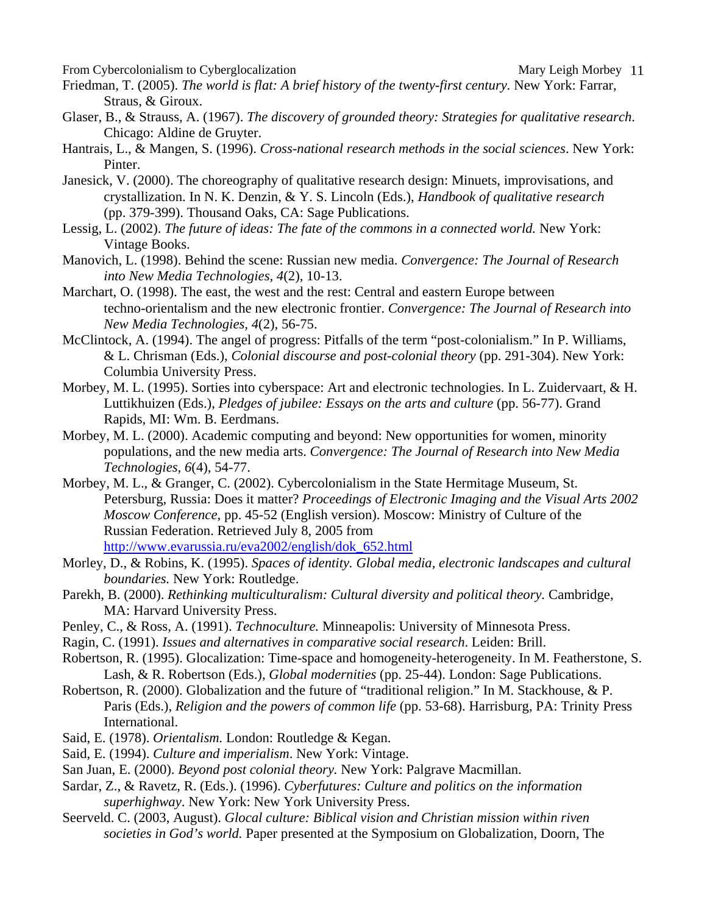Friedman, T. (2005). *The world is flat: A brief history of the twenty-first century*. New York: Farrar, Straus, & Giroux.

Glaser, B., & Strauss, A. (1967). *The discovery of grounded theory: Strategies for qualitative research*. Chicago: Aldine de Gruyter.

Hantrais, L., & Mangen, S. (1996). *Cross-national research methods in the social sciences*. New York: Pinter.

Janesick, V. (2000). The choreography of qualitative research design: Minuets, improvisations, and crystallization. In N. K. Denzin, & Y. S. Lincoln (Eds.), *Handbook of qualitative research* (pp. 379-399). Thousand Oaks, CA: Sage Publications.

Lessig, L. (2002). *The future of ideas: The fate of the commons in a connected world.* New York: Vintage Books.

Manovich, L. (1998). Behind the scene: Russian new media. *Convergence: The Journal of Research into New Media Technologies, 4*(2), 10-13.

Marchart, O. (1998). The east, the west and the rest: Central and eastern Europe between techno-orientalism and the new electronic frontier. *Convergence: The Journal of Research into New Media Technologies, 4*(2), 56-75.

McClintock, A. (1994). The angel of progress: Pitfalls of the term "post-colonialism." In P. Williams, & L. Chrisman (Eds.), *Colonial discourse and post-colonial theory* (pp. 291-304). New York: Columbia University Press.

Morbey, M. L. (1995). Sorties into cyberspace: Art and electronic technologies. In L. Zuidervaart, & H. Luttikhuizen (Eds.), *Pledges of jubilee: Essays on the arts and culture* (pp. 56-77). Grand Rapids, MI: Wm. B. Eerdmans.

Morbey, M. L. (2000). Academic computing and beyond: New opportunities for women, minority populations, and the new media arts. *Convergence: The Journal of Research into New Media Technologies, 6*(4), 54-77.

Morbey, M. L., & Granger, C. (2002). Cybercolonialism in the State Hermitage Museum, St. Petersburg, Russia: Does it matter? *Proceedings of Electronic Imaging and the Visual Arts 2002 Moscow Conference*, pp. 45-52 (English version). Moscow: Ministry of Culture of the Russian Federation. Retrieved July 8, 2005 from http://www.evarussia.ru/eva2002/english/dok_652.html

Morley, D., & Robins, K. (1995). *Spaces of identity. Global media, electronic landscapes and cultural boundaries.* New York: Routledge.

Parekh, B. (2000). *Rethinking multiculturalism: Cultural diversity and political theory*. Cambridge, MA: Harvard University Press.

Penley, C., & Ross, A. (1991). *Technoculture.* Minneapolis: University of Minnesota Press.

Ragin, C. (1991). *Issues and alternatives in comparative social research*. Leiden: Brill.

Robertson, R. (1995). Glocalization: Time-space and homogeneity-heterogeneity. In M. Featherstone, S. Lash, & R. Robertson (Eds.), *Global modernities* (pp. 25-44). London: Sage Publications.

Robertson, R. (2000). Globalization and the future of "traditional religion." In M. Stackhouse, & P. Paris (Eds.), *Religion and the powers of common life* (pp. 53-68). Harrisburg, PA: Trinity Press International.

Said, E. (1978). *Orientalism.* London: Routledge & Kegan.

Said, E. (1994). *Culture and imperialism*. New York: Vintage.

San Juan, E. (2000). *Beyond post colonial theory.* New York: Palgrave Macmillan.

Sardar, Z., & Ravetz, R. (Eds.). (1996). *Cyberfutures: Culture and politics on the information superhighway*. New York: New York University Press.

Seerveld. C. (2003, August). *Glocal culture: Biblical vision and Christian mission within riven societies in God's world.* Paper presented at the Symposium on Globalization, Doorn, The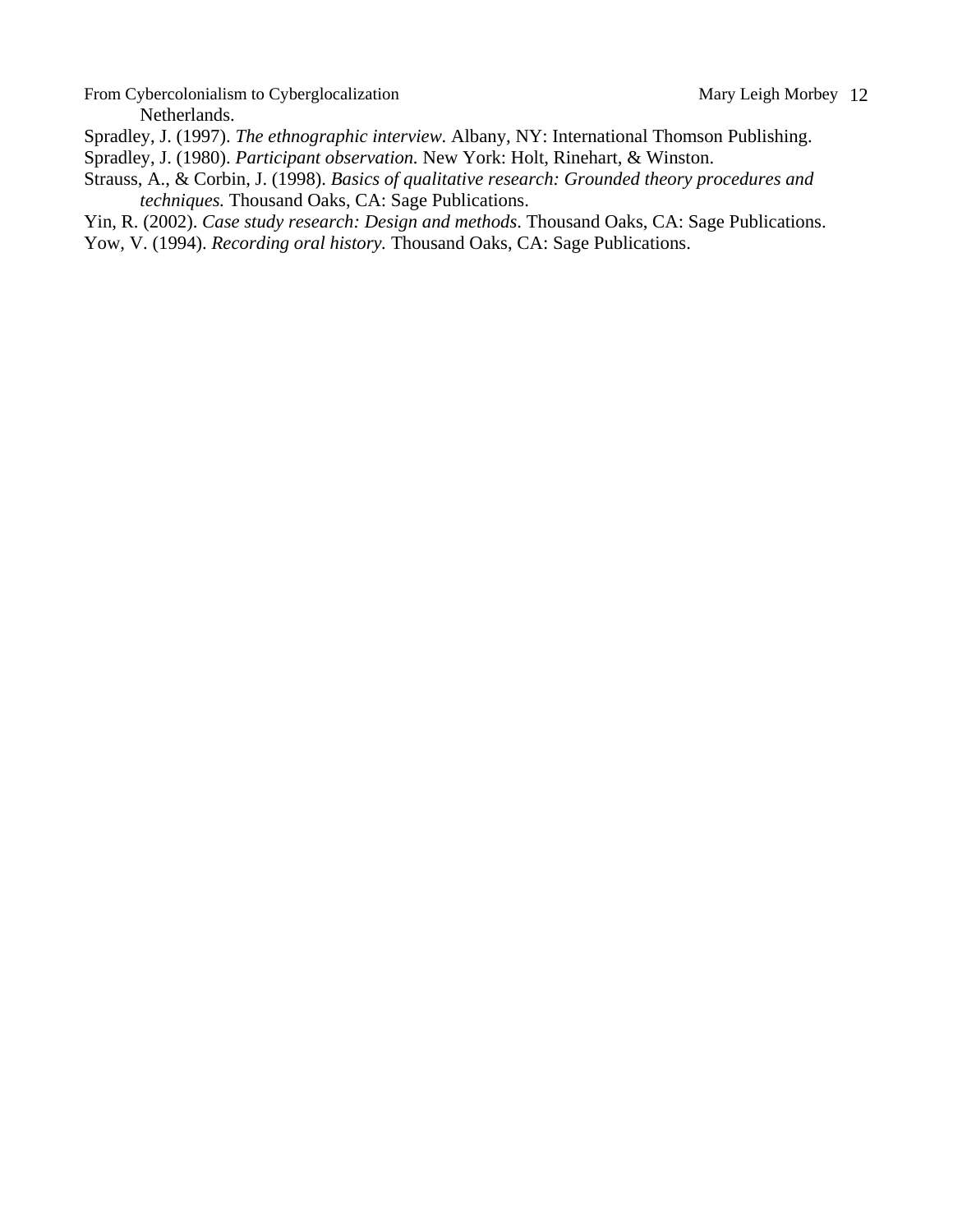Netherlands.

Spradley, J. (1997). *The ethnographic interview.* Albany, NY: International Thomson Publishing.

Spradley, J. (1980). *Participant observation.* New York: Holt, Rinehart, & Winston.

Strauss, A., & Corbin, J. (1998). *Basics of qualitative research: Grounded theory procedures and techniques.* Thousand Oaks, CA: Sage Publications.

Yin, R. (2002). *Case study research: Design and methods*. Thousand Oaks, CA: Sage Publications.

Yow, V. (1994). *Recording oral history.* Thousand Oaks, CA: Sage Publications.